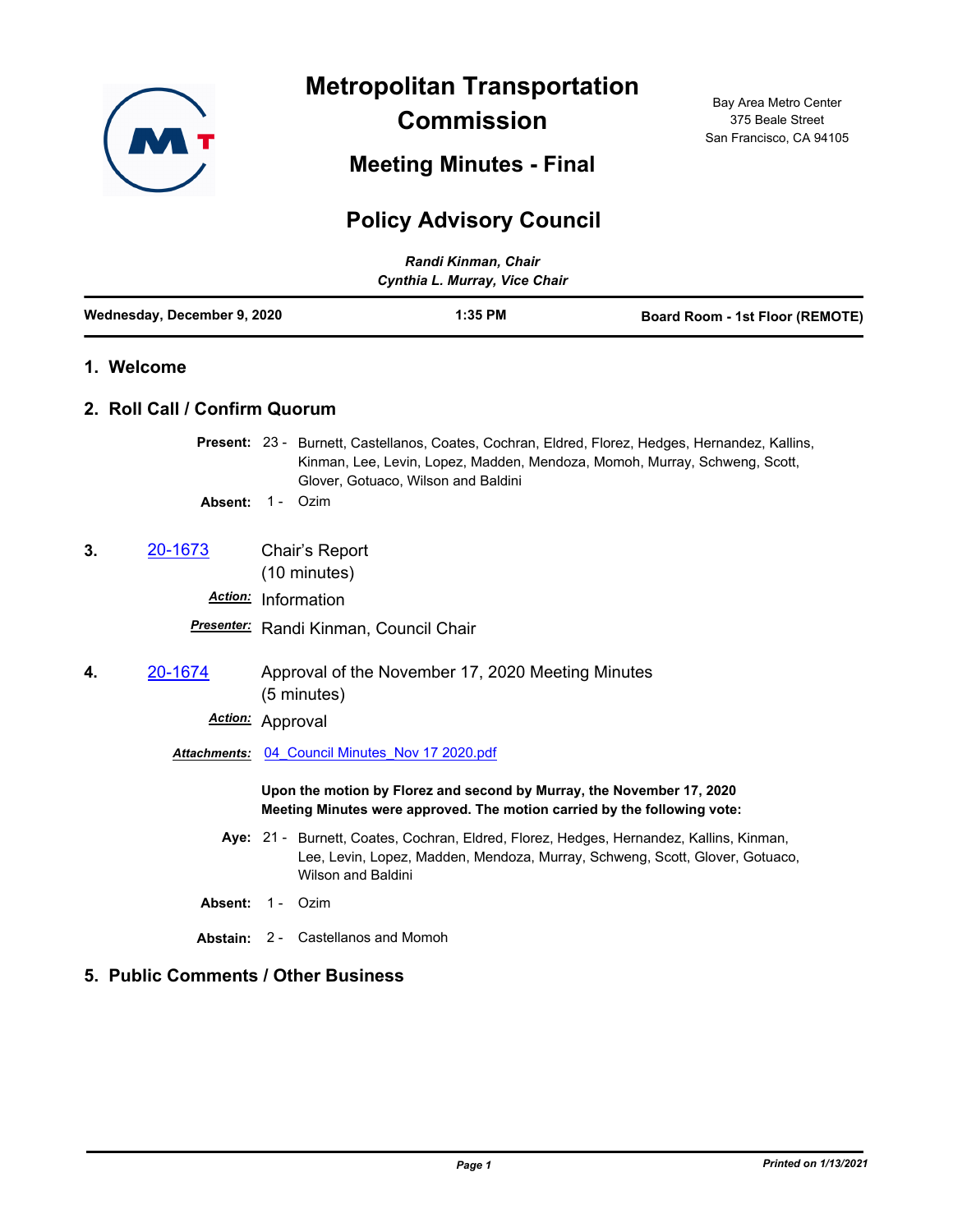# Metropolitan Transportation Commission

Bay Area Metro Center
375 Beale Street
San Francisco, CA 94105

## Meeting Minutes - Final

## Policy Advisory Council

*Randi Kinman, Chair*
*Cynthia L. Murray, Vice Chair*

| Wednesday, December 9, 2020 | 1:35 PM | Board Room - 1st Floor (REMOTE) |
|---|---|---|

### 1. Welcome

### 2. Roll Call / Confirm Quorum

**Present:** 23 - Burnett, Castellanos, Coates, Cochran, Eldred, Florez, Hedges, Hernandez, Kallins, Kinman, Lee, Levin, Lopez, Madden, Mendoza, Momoh, Murray, Schweng, Scott, Glover, Gotuaco, Wilson and Baldini

**Absent:** 1 - Ozim

**3.** 20-1673 Chair's Report
(10 minutes)

***Action:*** Information

***Presenter:*** Randi Kinman, Council Chair

**4.** 20-1674 Approval of the November 17, 2020 Meeting Minutes
(5 minutes)

***Action:*** Approval

***Attachments:*** 04_Council Minutes_Nov 17 2020.pdf

**Upon the motion by Florez and second by Murray, the November 17, 2020 Meeting Minutes were approved. The motion carried by the following vote:**

**Aye:** 21 - Burnett, Coates, Cochran, Eldred, Florez, Hedges, Hernandez, Kallins, Kinman, Lee, Levin, Lopez, Madden, Mendoza, Murray, Schweng, Scott, Glover, Gotuaco, Wilson and Baldini

**Absent:** 1 - Ozim

**Abstain:** 2 - Castellanos and Momoh

### 5. Public Comments / Other Business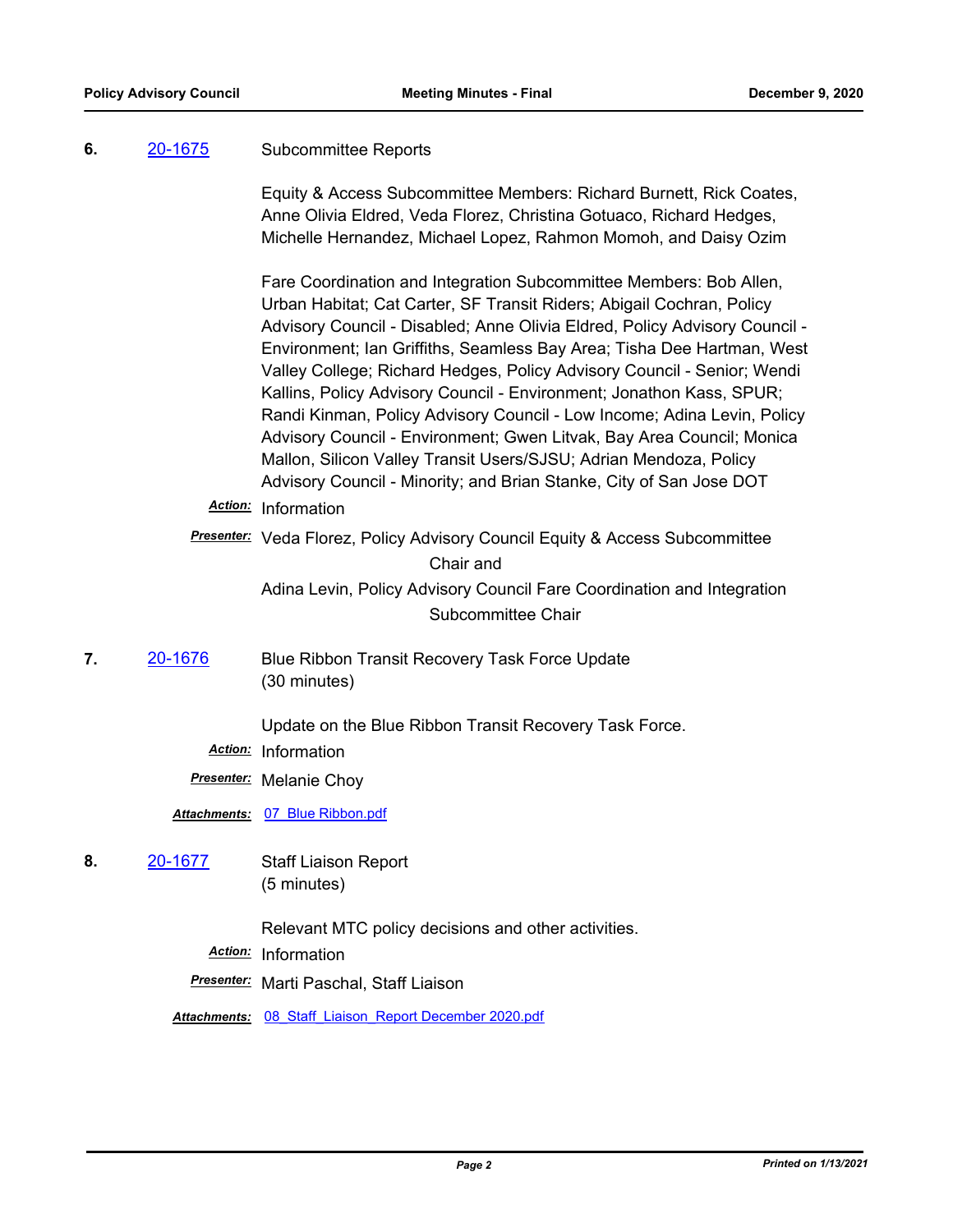**6.** [20-1675](20-1675) Subcommittee Reports

Equity & Access Subcommittee Members: Richard Burnett, Rick Coates, Anne Olivia Eldred, Veda Florez, Christina Gotuaco, Richard Hedges, Michelle Hernandez, Michael Lopez, Rahmon Momoh, and Daisy Ozim

Fare Coordination and Integration Subcommittee Members: Bob Allen, Urban Habitat; Cat Carter, SF Transit Riders; Abigail Cochran, Policy Advisory Council - Disabled; Anne Olivia Eldred, Policy Advisory Council - Environment; Ian Griffiths, Seamless Bay Area; Tisha Dee Hartman, West Valley College; Richard Hedges, Policy Advisory Council - Senior; Wendi Kallins, Policy Advisory Council - Environment; Jonathon Kass, SPUR; Randi Kinman, Policy Advisory Council - Low Income; Adina Levin, Policy Advisory Council - Environment; Gwen Litvak, Bay Area Council; Monica Mallon, Silicon Valley Transit Users/SJSU; Adrian Mendoza, Policy Advisory Council - Minority; and Brian Stanke, City of San Jose DOT

***Action:*** Information

***Presenter:*** Veda Florez, Policy Advisory Council Equity & Access Subcommittee Chair and

Adina Levin, Policy Advisory Council Fare Coordination and Integration Subcommittee Chair

**7.** [20-1676](20-1676) Blue Ribbon Transit Recovery Task Force Update (30 minutes)

Update on the Blue Ribbon Transit Recovery Task Force.

***Action:*** Information

***Presenter:*** Melanie Choy

***Attachments:*** 07_Blue Ribbon.pdf

**8.** [20-1677](20-1677) Staff Liaison Report (5 minutes)

Relevant MTC policy decisions and other activities.

***Action:*** Information

***Presenter:*** Marti Paschal, Staff Liaison

***Attachments:*** 08_Staff_Liaison_Report December 2020.pdf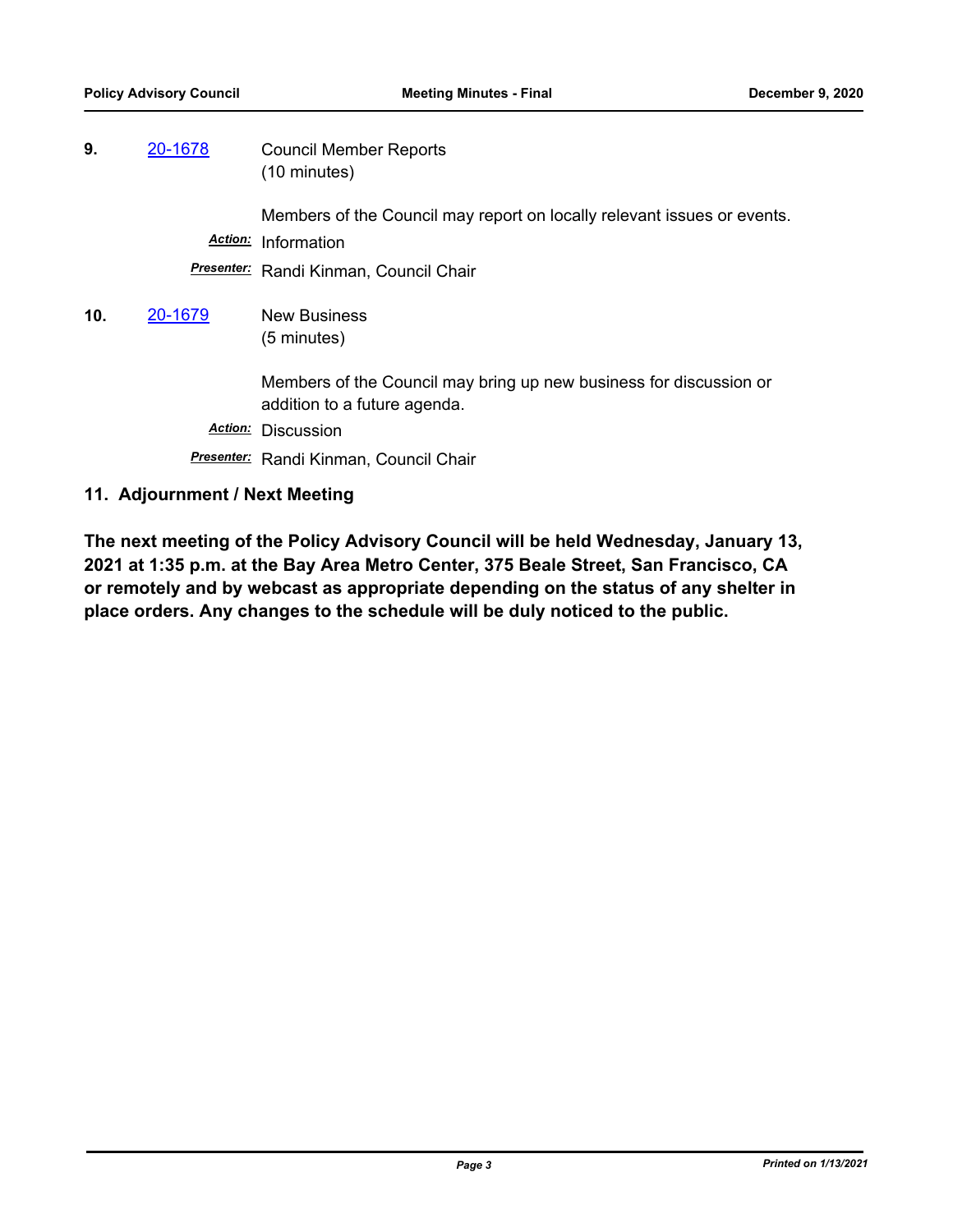**9.** 20-1678 Council Member Reports
(10 minutes)

Members of the Council may report on locally relevant issues or events.

***Action:*** Information

***Presenter:*** Randi Kinman, Council Chair

**10.** 20-1679 New Business
(5 minutes)

Members of the Council may bring up new business for discussion or addition to a future agenda.

***Action:*** Discussion

***Presenter:*** Randi Kinman, Council Chair

## 11. Adjournment / Next Meeting

**The next meeting of the Policy Advisory Council will be held Wednesday, January 13, 2021 at 1:35 p.m. at the Bay Area Metro Center, 375 Beale Street, San Francisco, CA or remotely and by webcast as appropriate depending on the status of any shelter in place orders. Any changes to the schedule will be duly noticed to the public.**